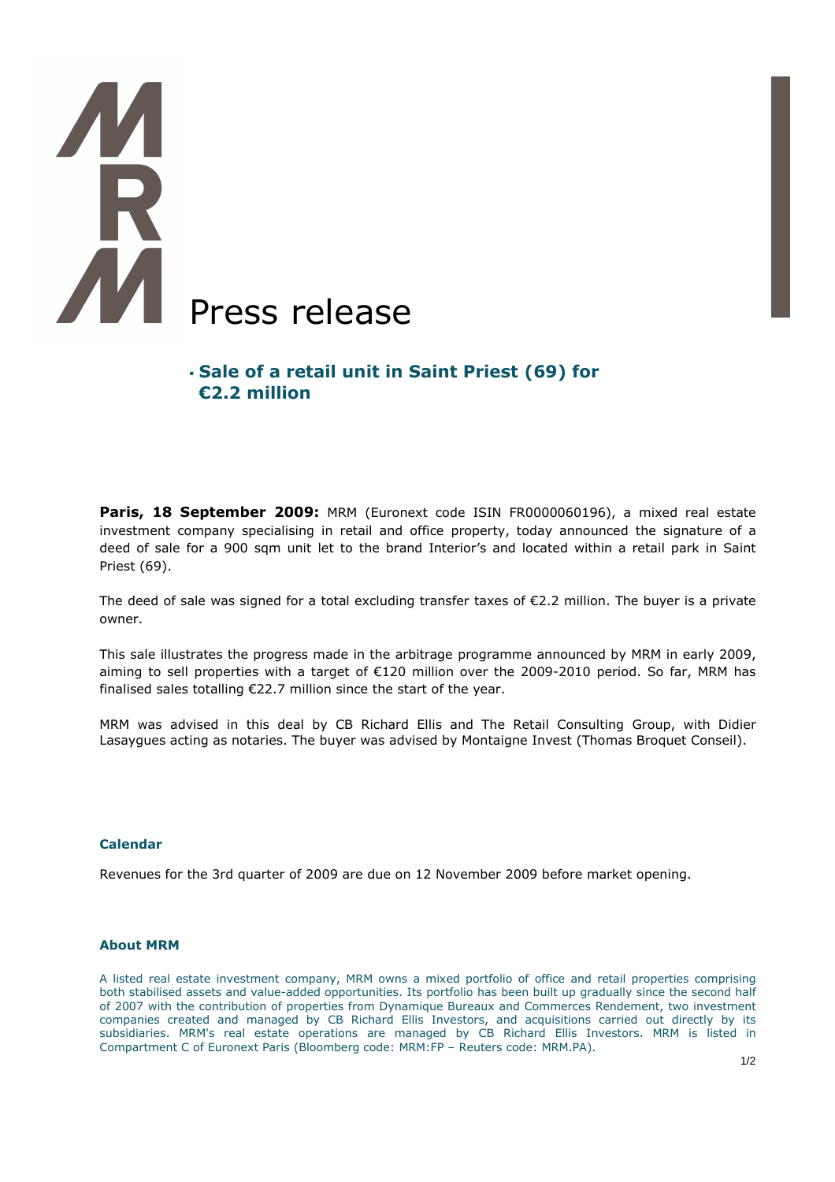# Press release

- **Sale of a retail unit in Saint Priest (69) for €2.2 million**

**Paris, 18 September 2009:** MRM (Euronext code ISIN FR0000060196), a mixed real estate investment company specialising in retail and office property, today announced the signature of a deed of sale for a 900 sqm unit let to the brand Interior's and located within a retail park in Saint Priest (69).

The deed of sale was signed for a total excluding transfer taxes of €2.2 million. The buyer is a private owner.

This sale illustrates the progress made in the arbitrage programme announced by MRM in early 2009, aiming to sell properties with a target of €120 million over the 2009-2010 period. So far, MRM has finalised sales totalling €22.7 million since the start of the year.

MRM was advised in this deal by CB Richard Ellis and The Retail Consulting Group, with Didier Lasaygues acting as notaries. The buyer was advised by Montaigne Invest (Thomas Broquet Conseil).

### Calendar

Revenues for the 3rd quarter of 2009 are due on 12 November 2009 before market opening.

### About MRM

A listed real estate investment company, MRM owns a mixed portfolio of office and retail properties comprising both stabilised assets and value-added opportunities. Its portfolio has been built up gradually since the second half of 2007 with the contribution of properties from Dynamique Bureaux and Commerces Rendement, two investment companies created and managed by CB Richard Ellis Investors, and acquisitions carried out directly by its subsidiaries. MRM's real estate operations are managed by CB Richard Ellis Investors. MRM is listed in Compartment C of Euronext Paris (Bloomberg code: MRM:FP – Reuters code: MRM.PA).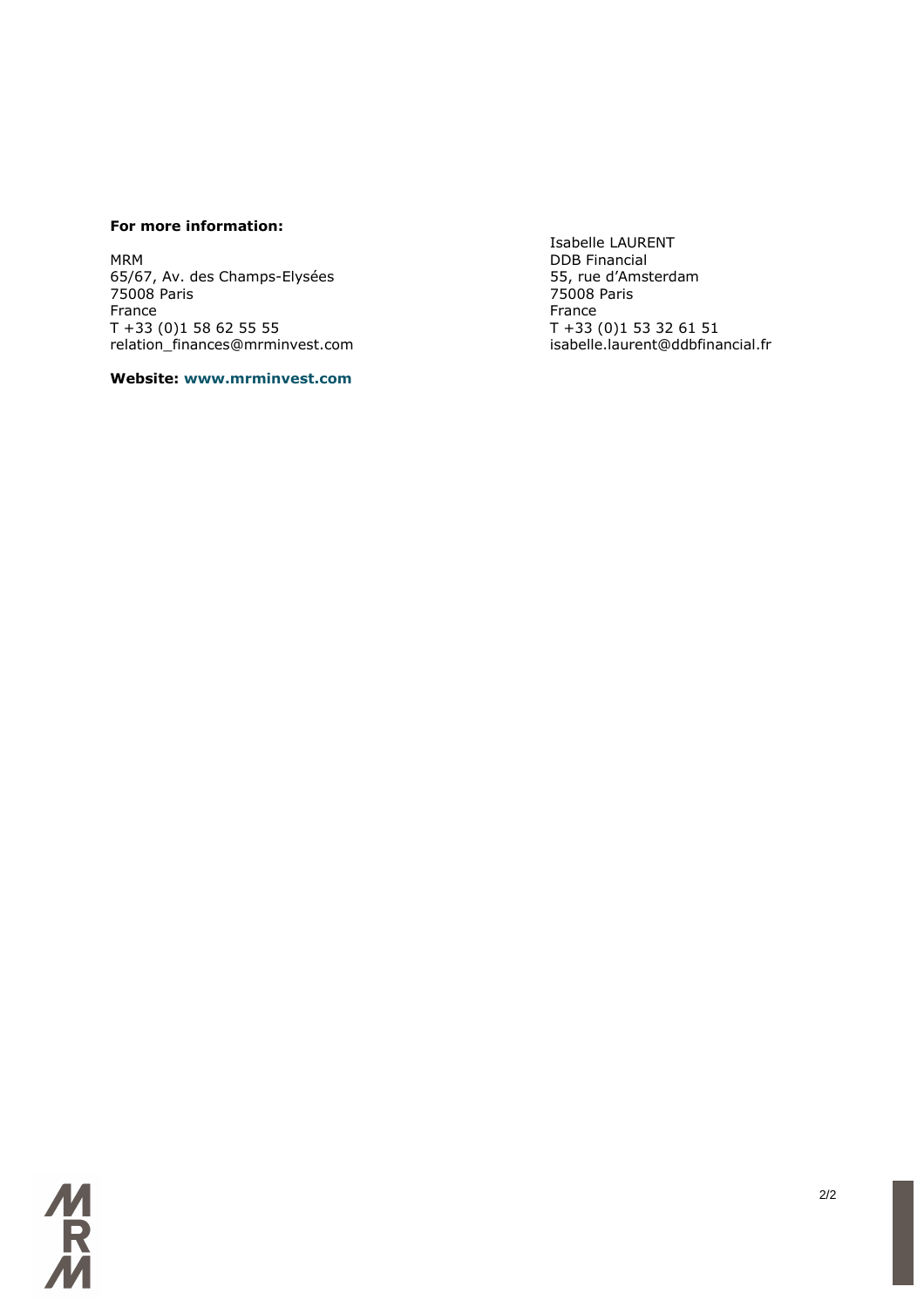**For more information:**

MRM
65/67, Av. des Champs-Elysées
75008 Paris
France
T +33 (0)1 58 62 55 55
relation_finances@mrminvest.com

Isabelle LAURENT
DDB Financial
55, rue d'Amsterdam
75008 Paris
France
T +33 (0)1 53 32 61 51
isabelle.laurent@ddbfinancial.fr

**Website: www.mrminvest.com**